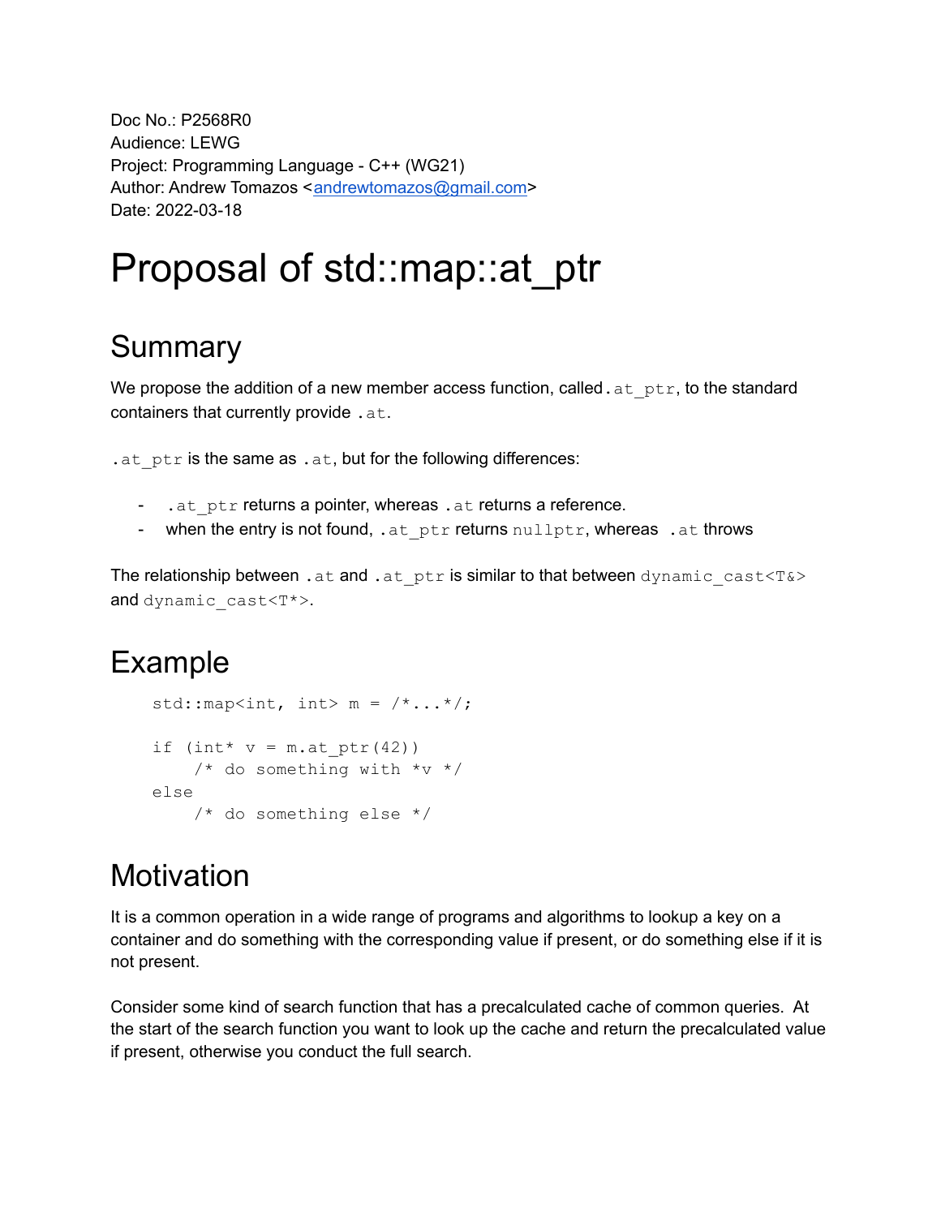Doc No.: P2568R0
Audience: LEWG
Project: Programming Language - C++ (WG21)
Author: Andrew Tomazos <andrewtomazos@gmail.com>
Date: 2022-03-18

# Proposal of std::map::at_ptr

## Summary

We propose the addition of a new member access function, called `.at_ptr`, to the standard containers that currently provide `.at`.

`.at_ptr` is the same as `.at`, but for the following differences:

- `.at_ptr` returns a pointer, whereas `.at` returns a reference.
- when the entry is not found, `.at_ptr` returns `nullptr`, whereas `.at` throws

The relationship between `.at` and `.at_ptr` is similar to that between `dynamic_cast<T&>` and `dynamic_cast<T*>`.

## Example

```
std::map<int, int> m = /*...*/;

if (int* v = m.at_ptr(42))
    /* do something with *v */
else
    /* do something else */
```

## Motivation

It is a common operation in a wide range of programs and algorithms to lookup a key on a container and do something with the corresponding value if present, or do something else if it is not present.

Consider some kind of search function that has a precalculated cache of common queries. At the start of the search function you want to look up the cache and return the precalculated value if present, otherwise you conduct the full search.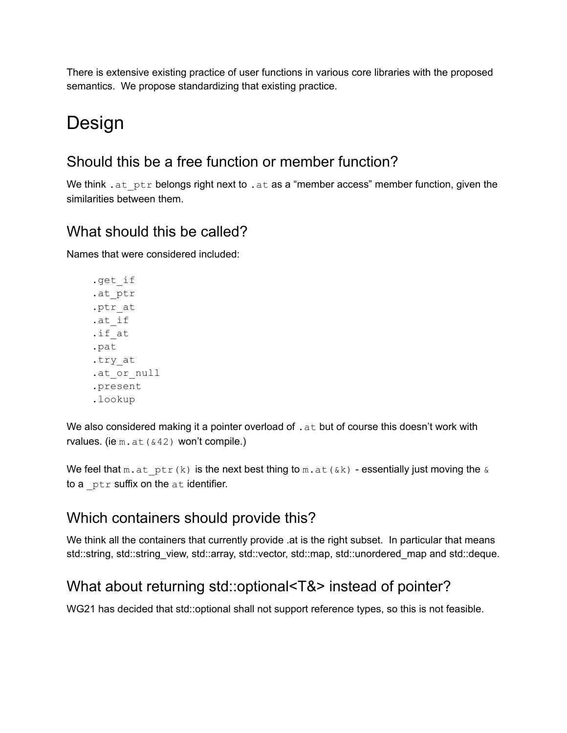There is extensive existing practice of user functions in various core libraries with the proposed semantics. We propose standardizing that existing practice.

# Design

## Should this be a free function or member function?

We think `.at_ptr` belongs right next to `.at` as a "member access" member function, given the similarities between them.

## What should this be called?

Names that were considered included:

```
.get_if
.at_ptr
.ptr_at
.at_if
.if_at
.pat
.try_at
.at_or_null
.present
.lookup
```

We also considered making it a pointer overload of `.at` but of course this doesn't work with rvalues. (ie `m.at(&42)` won't compile.)

We feel that `m.at_ptr(k)` is the next best thing to `m.at(&k)` - essentially just moving the `&` to a `_ptr` suffix on the `at` identifier.

## Which containers should provide this?

We think all the containers that currently provide .at is the right subset. In particular that means std::string, std::string_view, std::array, std::vector, std::map, std::unordered_map and std::deque.

## What about returning std::optional<T&> instead of pointer?

WG21 has decided that std::optional shall not support reference types, so this is not feasible.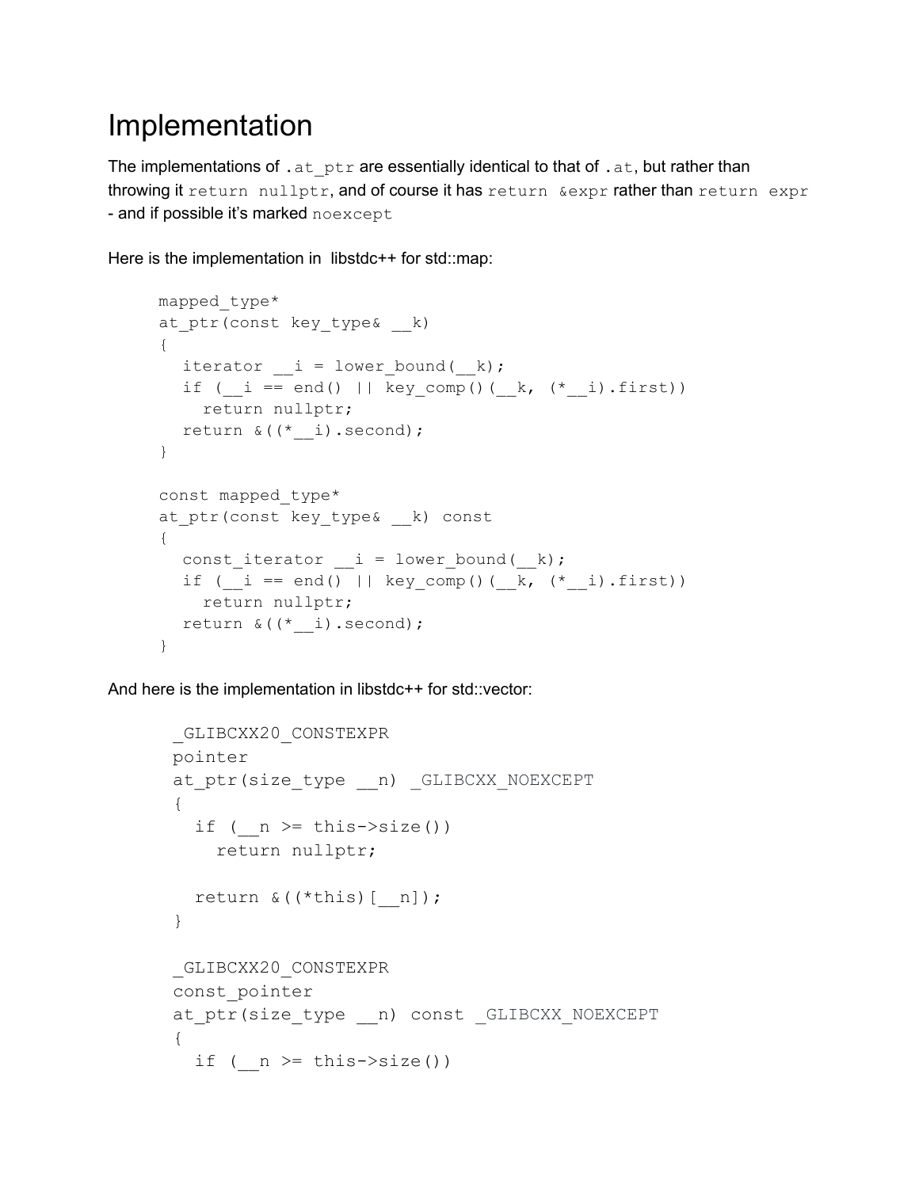# Implementation

The implementations of `.at_ptr` are essentially identical to that of `.at`, but rather than throwing it `return nullptr`, and of course it has `return &expr` rather than `return expr` - and if possible it's marked `noexcept`

Here is the implementation in libstdc++ for std::map:

```
mapped_type*
at_ptr(const key_type& __k)
{
  iterator __i = lower_bound(__k);
  if (__i == end() || key_comp()(__k, (*__i).first))
    return nullptr;
  return &((*__i).second);
}

const mapped_type*
at_ptr(const key_type& __k) const
{
  const_iterator __i = lower_bound(__k);
  if (__i == end() || key_comp()(__k, (*__i).first))
    return nullptr;
  return &((*__i).second);
}
```

And here is the implementation in libstdc++ for std::vector:

```
_GLIBCXX20_CONSTEXPR
pointer
at_ptr(size_type __n) _GLIBCXX_NOEXCEPT
{
  if (__n >= this->size())
    return nullptr;

  return &((*this)[__n]);
}

_GLIBCXX20_CONSTEXPR
const_pointer
at_ptr(size_type __n) const _GLIBCXX_NOEXCEPT
{
  if (__n >= this->size())
```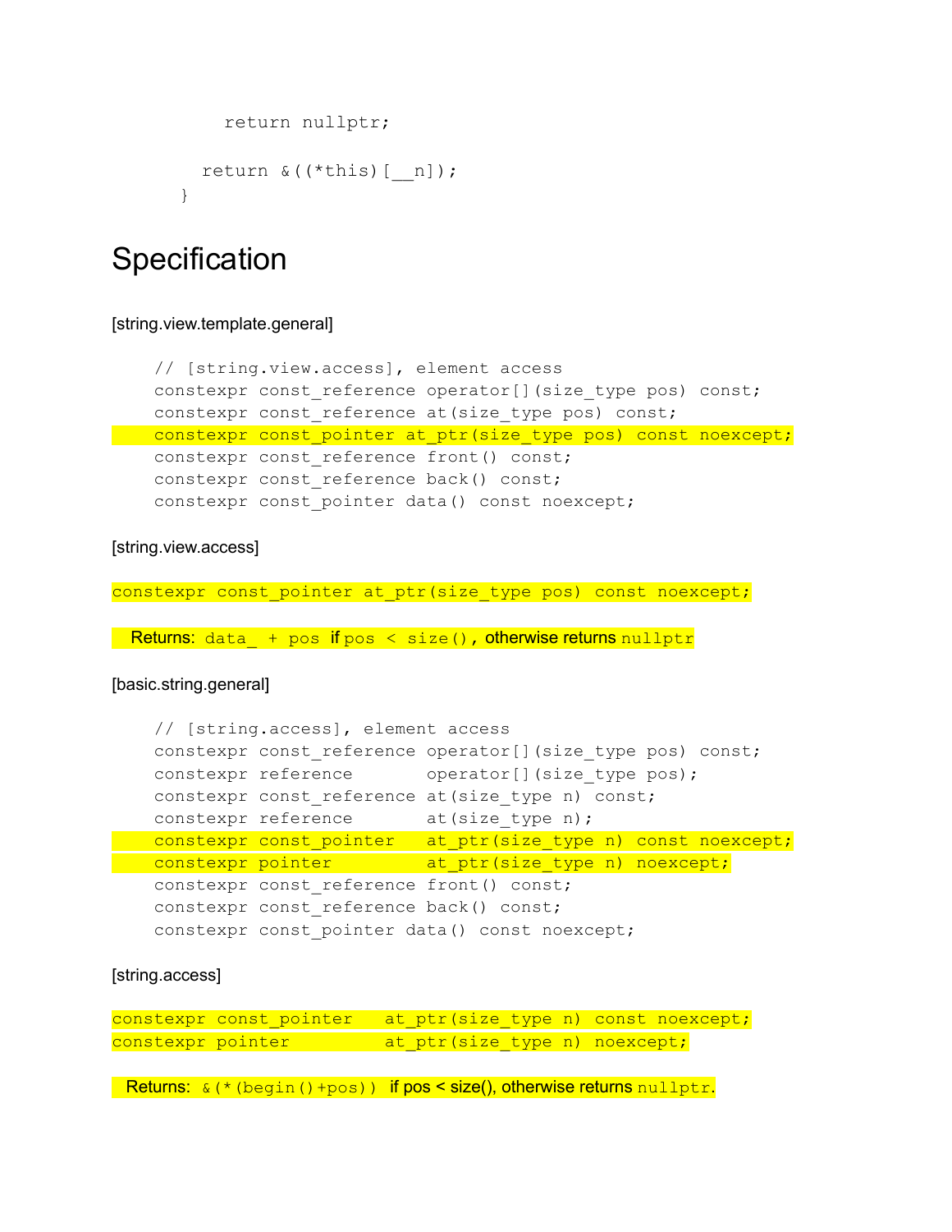```
        return nullptr;

      return &((*this)[__n]);
    }
```

# Specification

[string.view.template.general]

```
// [string.view.access], element access
constexpr const_reference operator[](size_type pos) const;
constexpr const_reference at(size_type pos) const;
constexpr const_pointer at_ptr(size_type pos) const noexcept;
constexpr const_reference front() const;
constexpr const_reference back() const;
constexpr const_pointer data() const noexcept;
```

[string.view.access]

```
constexpr const_pointer at_ptr(size_type pos) const noexcept;
```

Returns: `data_ + pos` if `pos < size()`, otherwise returns `nullptr`

[basic.string.general]

```
// [string.access], element access
constexpr const_reference operator[](size_type pos) const;
constexpr reference       operator[](size_type pos);
constexpr const_reference at(size_type n) const;
constexpr reference       at(size_type n);
constexpr const_pointer   at_ptr(size_type n) const noexcept;
constexpr pointer         at_ptr(size_type n) noexcept;
constexpr const_reference front() const;
constexpr const_reference back() const;
constexpr const_pointer data() const noexcept;
```

[string.access]

```
constexpr const_pointer   at_ptr(size_type n) const noexcept;
constexpr pointer         at_ptr(size_type n) noexcept;
```

Returns: `&(*(begin()+pos))` if pos < size(), otherwise returns `nullptr`.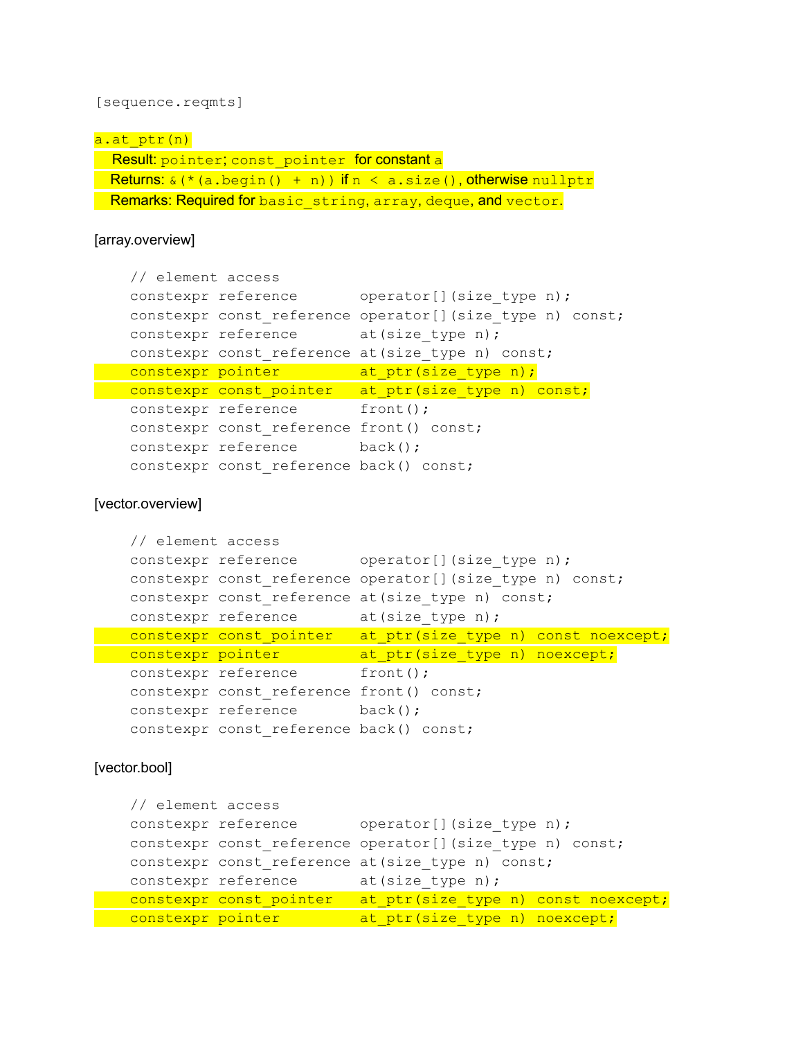[sequence.reqmts]

`a.at_ptr(n)`

Result: `pointer`; `const_pointer` for constant `a`

Returns: `&(*(a.begin() + n))` if `n < a.size()`, otherwise `nullptr`

Remarks: Required for `basic_string`, `array`, `deque`, and `vector`.

[array.overview]

```
// element access
constexpr reference       operator[](size_type n);
constexpr const_reference operator[](size_type n) const;
constexpr reference       at(size_type n);
constexpr const_reference at(size_type n) const;
constexpr pointer         at_ptr(size_type n);
constexpr const_pointer   at_ptr(size_type n) const;
constexpr reference       front();
constexpr const_reference front() const;
constexpr reference       back();
constexpr const_reference back() const;
```

[vector.overview]

```
// element access
constexpr reference       operator[](size_type n);
constexpr const_reference operator[](size_type n) const;
constexpr const_reference at(size_type n) const;
constexpr reference       at(size_type n);
constexpr const_pointer   at_ptr(size_type n) const noexcept;
constexpr pointer         at_ptr(size_type n) noexcept;
constexpr reference       front();
constexpr const_reference front() const;
constexpr reference       back();
constexpr const_reference back() const;
```

[vector.bool]

```
// element access
constexpr reference       operator[](size_type n);
constexpr const_reference operator[](size_type n) const;
constexpr const_reference at(size_type n) const;
constexpr reference       at(size_type n);
constexpr const_pointer   at_ptr(size_type n) const noexcept;
constexpr pointer         at_ptr(size_type n) noexcept;
```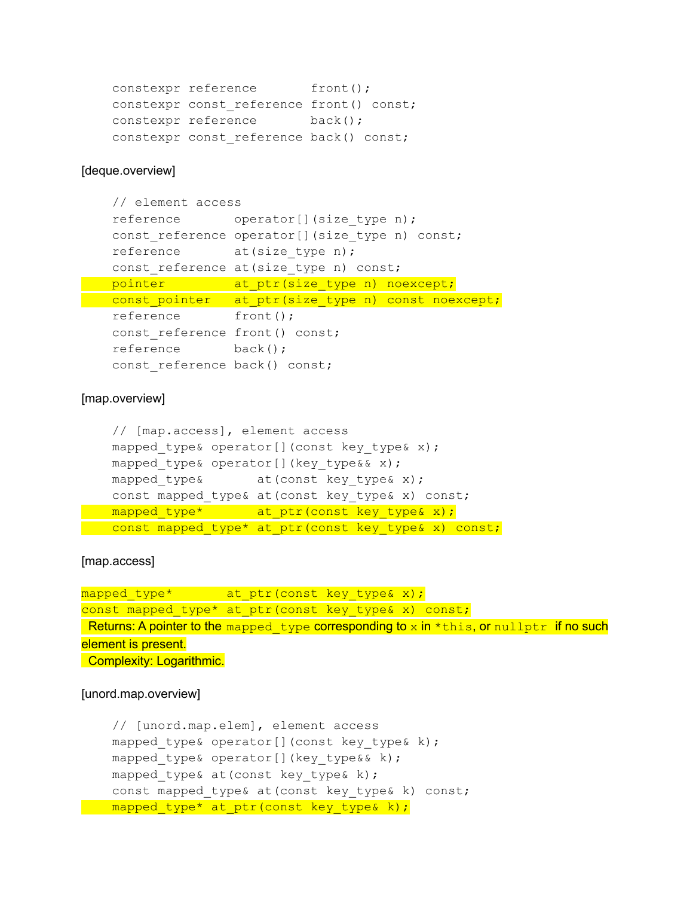```
constexpr reference       front();
constexpr const_reference front() const;
constexpr reference       back();
constexpr const_reference back() const;
```

[deque.overview]

```
// element access
reference       operator[](size_type n);
const_reference operator[](size_type n) const;
reference       at(size_type n);
const_reference at(size_type n) const;
pointer         at_ptr(size_type n) noexcept;
const_pointer   at_ptr(size_type n) const noexcept;
reference       front();
const_reference front() const;
reference       back();
const_reference back() const;
```

[map.overview]

```
// [map.access], element access
mapped_type& operator[](const key_type& x);
mapped_type& operator[](key_type&& x);
mapped_type&       at(const key_type& x);
const mapped_type& at(const key_type& x) const;
mapped_type*       at_ptr(const key_type& x);
const mapped_type* at_ptr(const key_type& x) const;
```

[map.access]

```
mapped_type*       at_ptr(const key_type& x);
const mapped_type* at_ptr(const key_type& x) const;
```

Returns: A pointer to the `mapped_type` corresponding to `x` in `*this`, or `nullptr` if no such element is present.

Complexity: Logarithmic.

[unord.map.overview]

```
// [unord.map.elem], element access
mapped_type& operator[](const key_type& k);
mapped_type& operator[](key_type&& k);
mapped_type& at(const key_type& k);
const mapped_type& at(const key_type& k) const;
mapped_type* at_ptr(const key_type& k);
```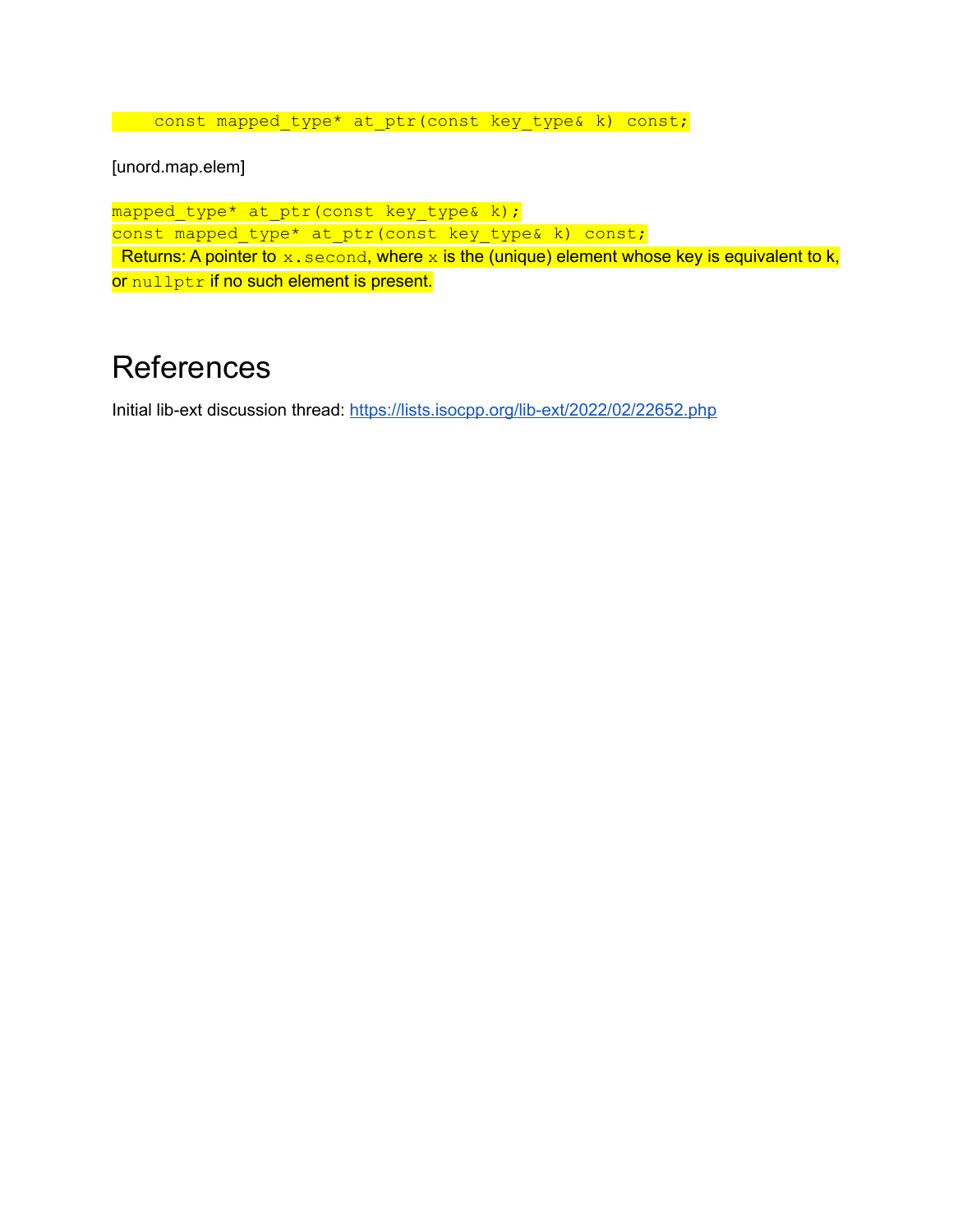```
    const mapped_type* at_ptr(const key_type& k) const;
```

[unord.map.elem]

```
mapped_type* at_ptr(const key_type& k);
const mapped_type* at_ptr(const key_type& k) const;
```

Returns: A pointer to `x.second`, where `x` is the (unique) element whose key is equivalent to k, or `nullptr` if no such element is present.

# References

Initial lib-ext discussion thread: https://lists.isocpp.org/lib-ext/2022/02/22652.php